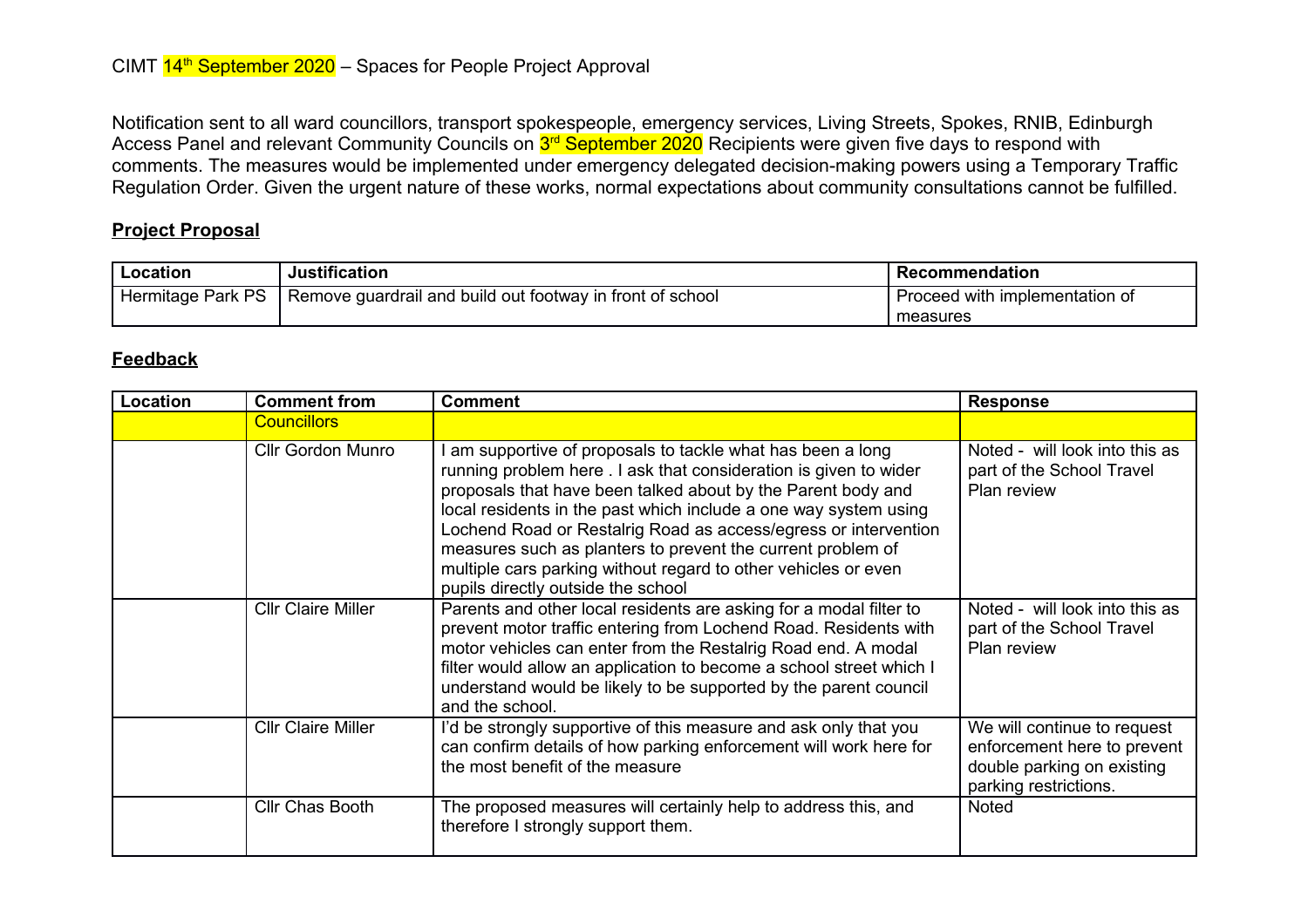CIMT 14th September 2020 – Spaces for People Project Approval

Notification sent to all ward councillors, transport spokespeople, emergency services, Living Streets, Spokes, RNIB, Edinburgh Access Panel and relevant Community Councils on 3rd September 2020 Recipients were given five days to respond with comments. The measures would be implemented under emergency delegated decision-making powers using a Temporary Traffic Regulation Order. Given the urgent nature of these works, normal expectations about community consultations cannot be fulfilled.

## Project Proposal

| Location | Justification | Recommendation |
|---|---|---|
| Hermitage Park PS | Remove guardrail and build out footway in front of school | Proceed with implementation of measures |

## Feedback

| Location | Comment from | Comment | Response |
|---|---|---|---|
| | Councillors | | |
| | Cllr Gordon Munro | I am supportive of proposals to tackle what has been a long running problem here . I ask that consideration is given to wider proposals that have been talked about by the Parent body and local residents in the past which include a one way system using Lochend Road or Restalrig Road as access/egress or intervention measures such as planters to prevent the current problem of multiple cars parking without regard to other vehicles or even pupils directly outside the school | Noted - will look into this as part of the School Travel Plan review |
| | Cllr Claire Miller | Parents and other local residents are asking for a modal filter to prevent motor traffic entering from Lochend Road. Residents with motor vehicles can enter from the Restalrig Road end. A modal filter would allow an application to become a school street which I understand would be likely to be supported by the parent council and the school. | Noted - will look into this as part of the School Travel Plan review |
| | Cllr Claire Miller | I'd be strongly supportive of this measure and ask only that you can confirm details of how parking enforcement will work here for the most benefit of the measure | We will continue to request enforcement here to prevent double parking on existing parking restrictions. |
| | Cllr Chas Booth | The proposed measures will certainly help to address this, and therefore I strongly support them. | Noted |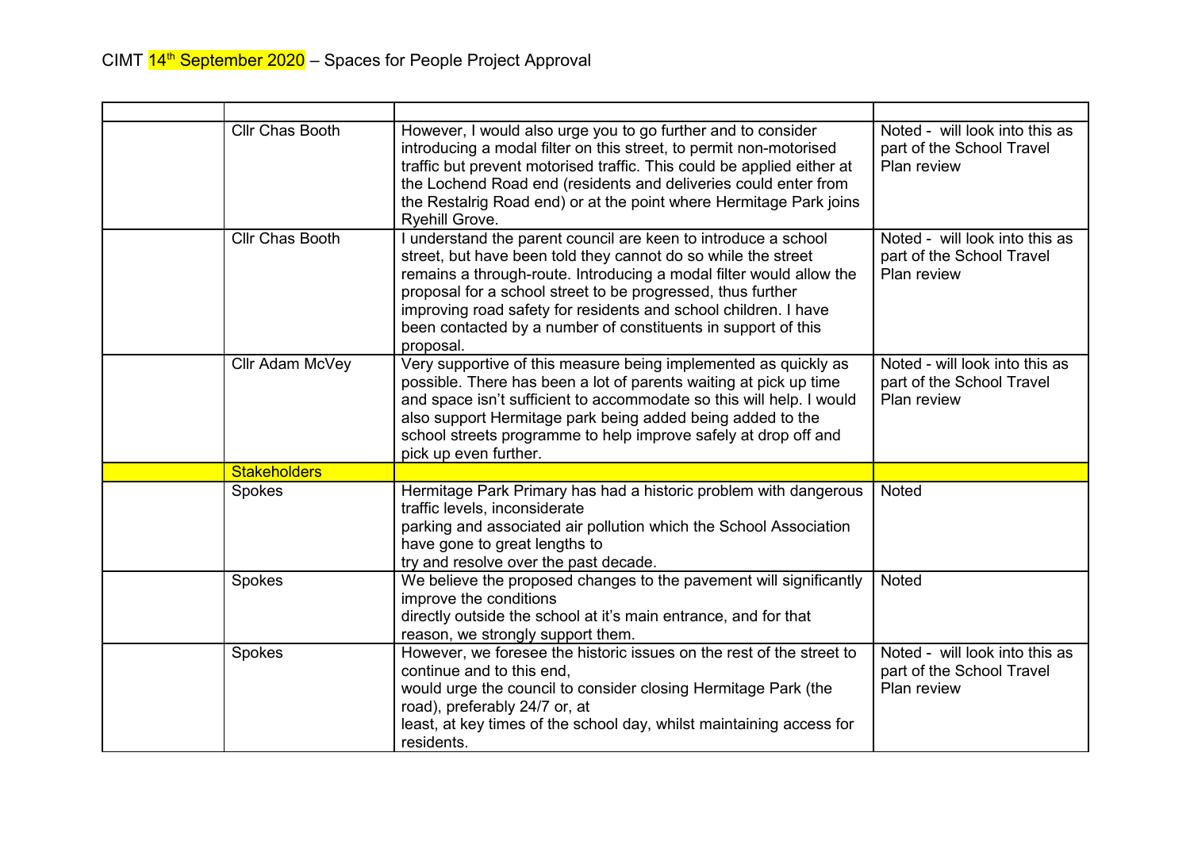CIMT 14th September 2020 – Spaces for People Project Approval

| | | | |
|---|---|---|---|
| | Cllr Chas Booth | However, I would also urge you to go further and to consider introducing a modal filter on this street, to permit non-motorised traffic but prevent motorised traffic. This could be applied either at the Lochend Road end (residents and deliveries could enter from the Restalrig Road end) or at the point where Hermitage Park joins Ryehill Grove. | Noted - will look into this as part of the School Travel Plan review |
| | Cllr Chas Booth | I understand the parent council are keen to introduce a school street, but have been told they cannot do so while the street remains a through-route. Introducing a modal filter would allow the proposal for a school street to be progressed, thus further improving road safety for residents and school children. I have been contacted by a number of constituents in support of this proposal. | Noted - will look into this as part of the School Travel Plan review |
| | Cllr Adam McVey | Very supportive of this measure being implemented as quickly as possible. There has been a lot of parents waiting at pick up time and space isn't sufficient to accommodate so this will help. I would also support Hermitage park being added being added to the school streets programme to help improve safely at drop off and pick up even further. | Noted - will look into this as part of the School Travel Plan review |
| | **Stakeholders** | | |
| | Spokes | Hermitage Park Primary has had a historic problem with dangerous traffic levels, inconsiderate parking and associated air pollution which the School Association have gone to great lengths to try and resolve over the past decade. | Noted |
| | Spokes | We believe the proposed changes to the pavement will significantly improve the conditions directly outside the school at it's main entrance, and for that reason, we strongly support them. | Noted |
| | Spokes | However, we foresee the historic issues on the rest of the street to continue and to this end, would urge the council to consider closing Hermitage Park (the road), preferably 24/7 or, at least, at key times of the school day, whilst maintaining access for residents. | Noted - will look into this as part of the School Travel Plan review |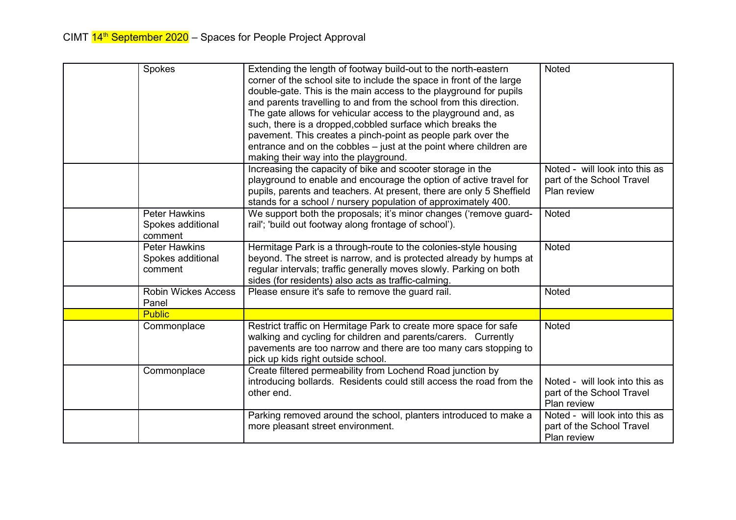CIMT 14th September 2020 – Spaces for People Project Approval

| | | | |
|---|---|---|---|
| | Spokes | Extending the length of footway build-out to the north-eastern corner of the school site to include the space in front of the large double-gate. This is the main access to the playground for pupils and parents travelling to and from the school from this direction. The gate allows for vehicular access to the playground and, as such, there is a dropped,cobbled surface which breaks the pavement. This creates a pinch-point as people park over the entrance and on the cobbles – just at the point where children are making their way into the playground. | Noted |
| | | Increasing the capacity of bike and scooter storage in the playground to enable and encourage the option of active travel for pupils, parents and teachers. At present, there are only 5 Sheffield stands for a school / nursery population of approximately 400. | Noted - will look into this as part of the School Travel Plan review |
| | Peter Hawkins Spokes additional comment | We support both the proposals; it's minor changes ('remove guard-rail'; 'build out footway along frontage of school'). | Noted |
| | Peter Hawkins Spokes additional comment | Hermitage Park is a through-route to the colonies-style housing beyond. The street is narrow, and is protected already by humps at regular intervals; traffic generally moves slowly. Parking on both sides (for residents) also acts as traffic-calming. | Noted |
| | Robin Wickes Access Panel | Please ensure it's safe to remove the guard rail. | Noted |
| | Public | | |
| | Commonplace | Restrict traffic on Hermitage Park to create more space for safe walking and cycling for children and parents/carers. Currently pavements are too narrow and there are too many cars stopping to pick up kids right outside school. | Noted |
| | Commonplace | Create filtered permeability from Lochend Road junction by introducing bollards. Residents could still access the road from the other end. | Noted - will look into this as part of the School Travel Plan review |
| | | Parking removed around the school, planters introduced to make a more pleasant street environment. | Noted - will look into this as part of the School Travel Plan review |